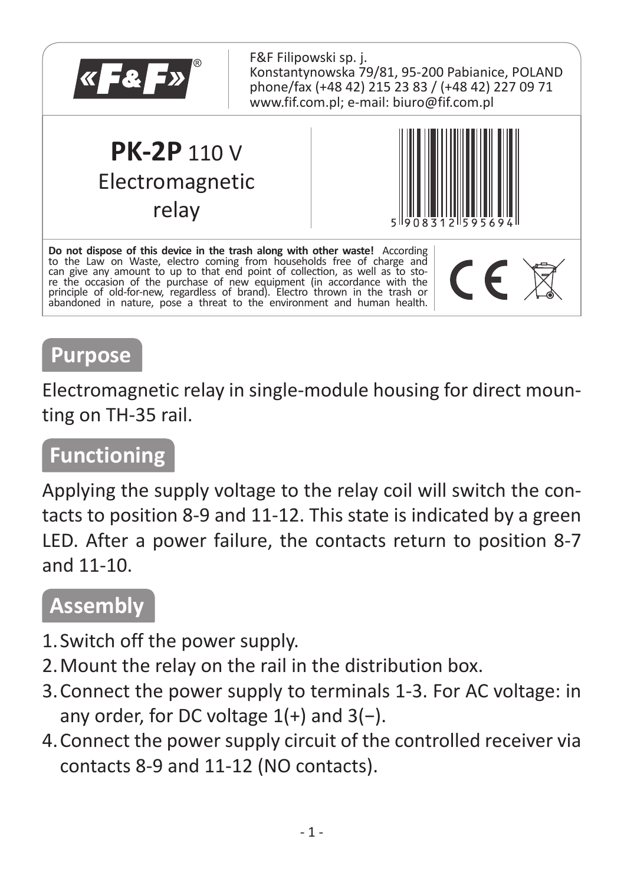«F&F»®

F&F Filipowski sp. j.
Konstantynowska 79/81, 95-200 Pabianice, POLAND
phone/fax (+48 42) 215 23 83 / (+48 42) 227 09 71
www.fif.com.pl; e-mail: biuro@fif.com.pl

# **PK-2P** 110 V Electromagnetic relay

5 908312 595694

**Do not dispose of this device in the trash along with other waste!** According to the Law on Waste, electro coming from households free of charge and can give any amount to up to that end point of collection, as well as to store the occasion of the purchase of new equipment (in accordance with the principle of old-for-new, regardless of brand). Electro thrown in the trash or abandoned in nature, pose a threat to the environment and human health.

## Purpose

Electromagnetic relay in single-module housing for direct mounting on TH-35 rail.

## Functioning

Applying the supply voltage to the relay coil will switch the contacts to position 8-9 and 11-12. This state is indicated by a green LED. After a power failure, the contacts return to position 8-7 and 11-10.

## Assembly

1. Switch off the power supply.
2. Mount the relay on the rail in the distribution box.
3. Connect the power supply to terminals 1-3. For AC voltage: in any order, for DC voltage 1(+) and 3(−).
4. Connect the power supply circuit of the controlled receiver via contacts 8-9 and 11-12 (NO contacts).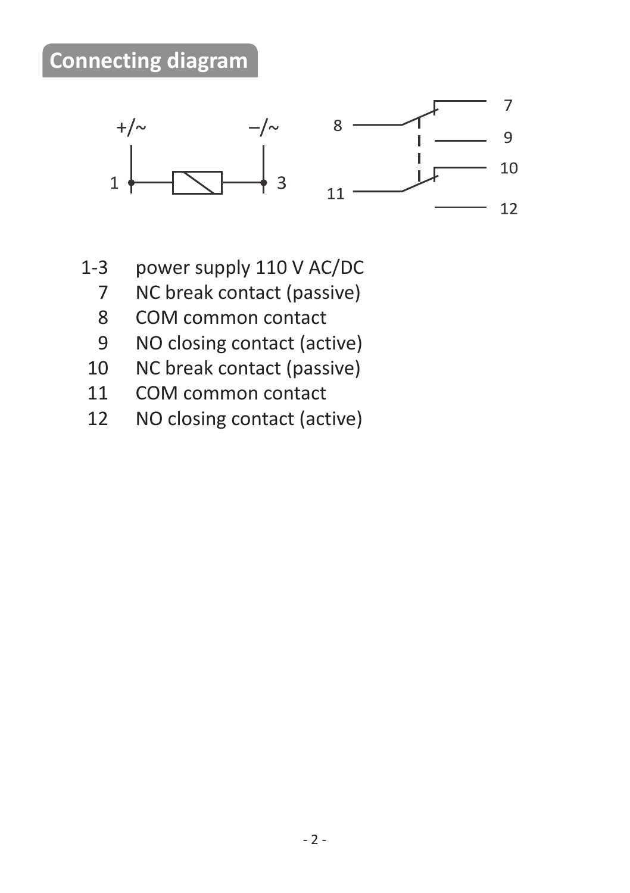## Connecting diagram

| | |
|---|---|
| 1-3 | power supply 110 V AC/DC |
| 7 | NC break contact (passive) |
| 8 | COM common contact |
| 9 | NO closing contact (active) |
| 10 | NC break contact (passive) |
| 11 | COM common contact |
| 12 | NO closing contact (active) |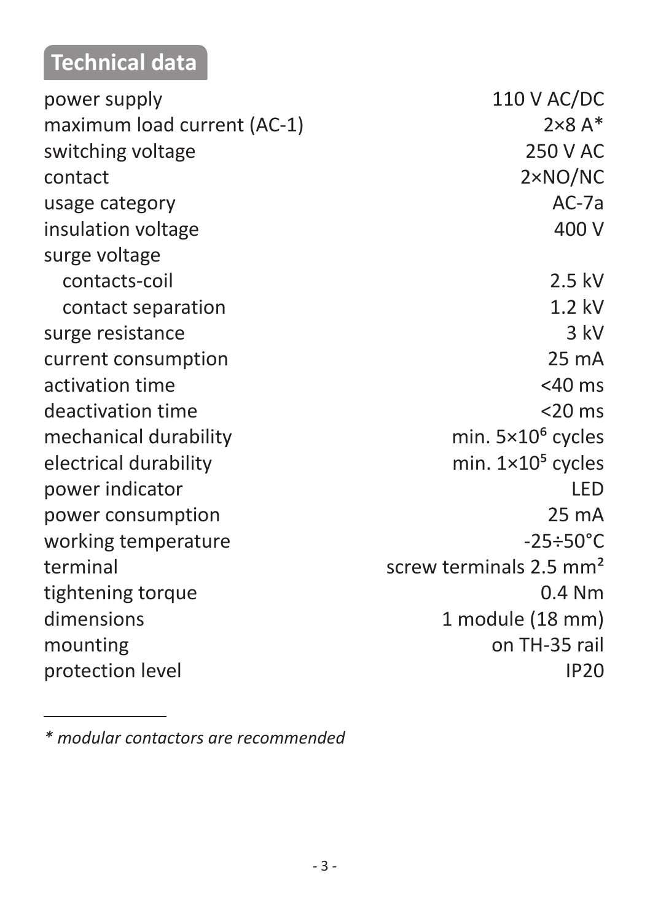## Technical data

| | |
|---|---|
| power supply | 110 V AC/DC |
| maximum load current (AC-1) | 2×8 A* |
| switching voltage | 250 V AC |
| contact | 2×NO/NC |
| usage category | AC-7a |
| insulation voltage | 400 V |
| surge voltage | |
| contacts-coil | 2.5 kV |
| contact separation | 1.2 kV |
| surge resistance | 3 kV |
| current consumption | 25 mA |
| activation time | <40 ms |
| deactivation time | <20 ms |
| mechanical durability | min. $5×10^6$ cycles |
| electrical durability | min. $1×10^5$ cycles |
| power indicator | LED |
| power consumption | 25 mA |
| working temperature | -25÷50°C |
| terminal | screw terminals 2.5 mm² |
| tightening torque | 0.4 Nm |
| dimensions | 1 module (18 mm) |
| mounting | on TH-35 rail |
| protection level | IP20 |

---

*\* modular contactors are recommended*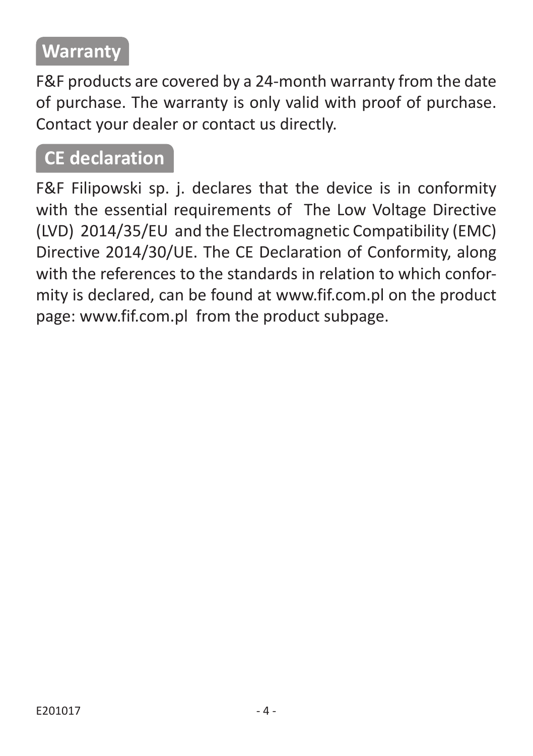## Warranty

F&F products are covered by a 24-month warranty from the date of purchase. The warranty is only valid with proof of purchase. Contact your dealer or contact us directly.

## CE declaration

F&F Filipowski sp. j. declares that the device is in conformity with the essential requirements of The Low Voltage Directive (LVD) 2014/35/EU and the Electromagnetic Compatibility (EMC) Directive 2014/30/UE. The CE Declaration of Conformity, along with the references to the standards in relation to which conformity is declared, can be found at www.fif.com.pl on the product page: www.fif.com.pl from the product subpage.

E201017